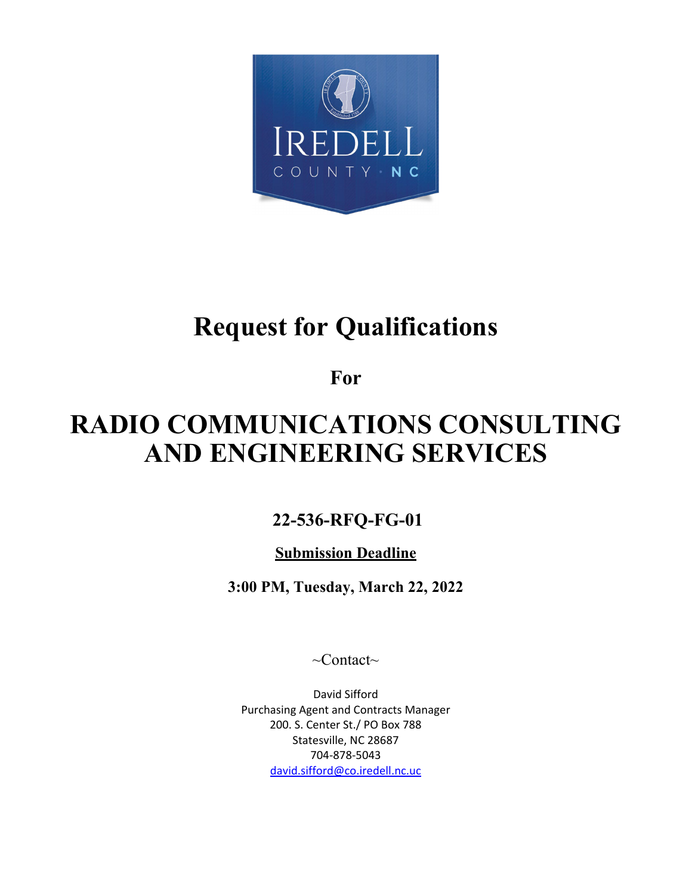# Request for Qualifications

**For**

# RADIO COMMUNICATIONS CONSULTING AND ENGINEERING SERVICES

## 22-536-RFQ-FG-01

**Submission Deadline**

**3:00 PM, Tuesday, March 22, 2022**

~Contact~

David Sifford
Purchasing Agent and Contracts Manager
200. S. Center St./ PO Box 788
Statesville, NC 28687
704-878-5043
david.sifford@co.iredell.nc.uc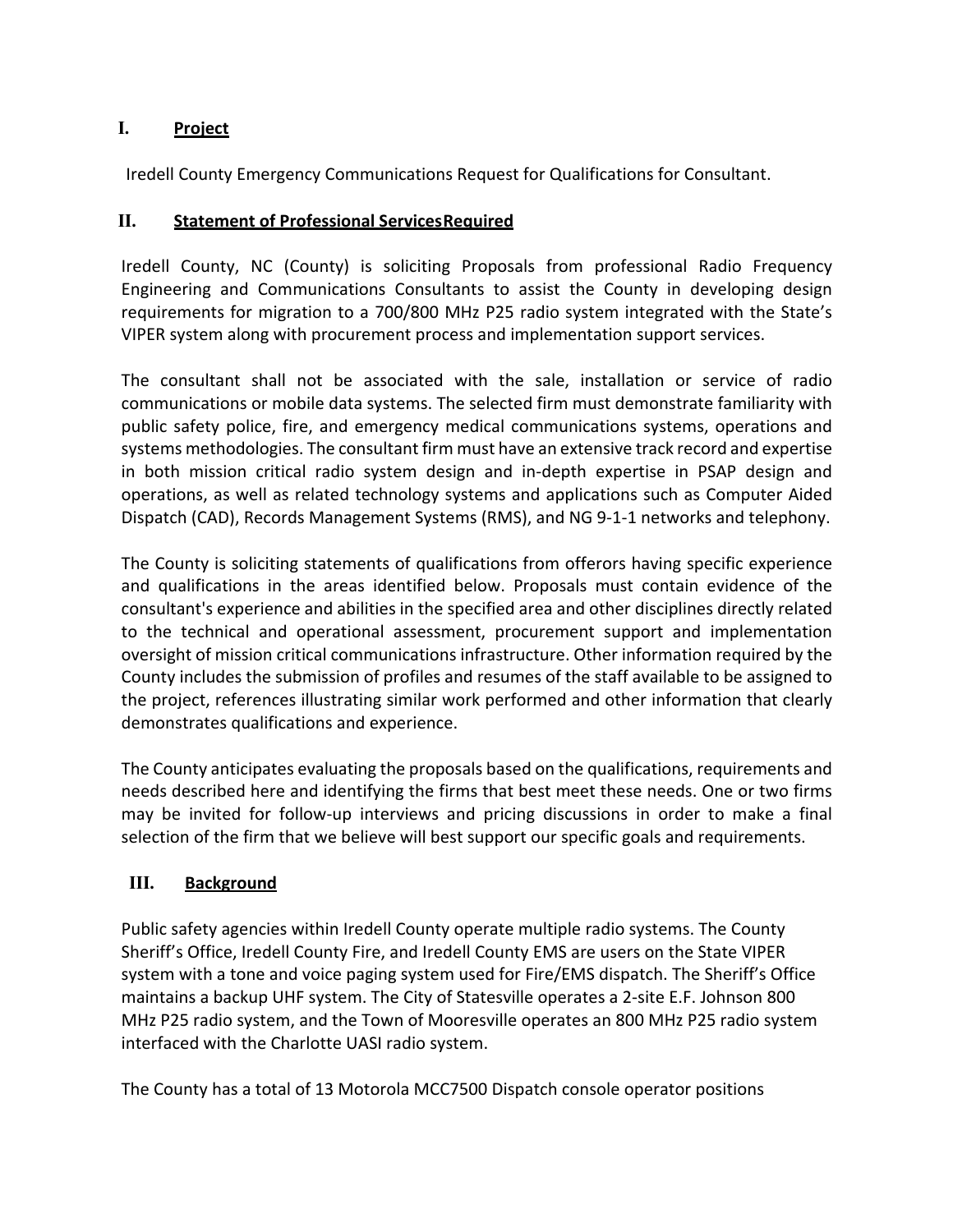## I. Project

Iredell County Emergency Communications Request for Qualifications for Consultant.

## II. Statement of Professional Services Required

Iredell County, NC (County) is soliciting Proposals from professional Radio Frequency Engineering and Communications Consultants to assist the County in developing design requirements for migration to a 700/800 MHz P25 radio system integrated with the State's VIPER system along with procurement process and implementation support services.

The consultant shall not be associated with the sale, installation or service of radio communications or mobile data systems. The selected firm must demonstrate familiarity with public safety police, fire, and emergency medical communications systems, operations and systems methodologies. The consultant firm must have an extensive track record and expertise in both mission critical radio system design and in-depth expertise in PSAP design and operations, as well as related technology systems and applications such as Computer Aided Dispatch (CAD), Records Management Systems (RMS), and NG 9-1-1 networks and telephony.

The County is soliciting statements of qualifications from offerors having specific experience and qualifications in the areas identified below. Proposals must contain evidence of the consultant's experience and abilities in the specified area and other disciplines directly related to the technical and operational assessment, procurement support and implementation oversight of mission critical communications infrastructure. Other information required by the County includes the submission of profiles and resumes of the staff available to be assigned to the project, references illustrating similar work performed and other information that clearly demonstrates qualifications and experience.

The County anticipates evaluating the proposals based on the qualifications, requirements and needs described here and identifying the firms that best meet these needs. One or two firms may be invited for follow-up interviews and pricing discussions in order to make a final selection of the firm that we believe will best support our specific goals and requirements.

## III. Background

Public safety agencies within Iredell County operate multiple radio systems. The County Sheriff's Office, Iredell County Fire, and Iredell County EMS are users on the State VIPER system with a tone and voice paging system used for Fire/EMS dispatch. The Sheriff's Office maintains a backup UHF system. The City of Statesville operates a 2-site E.F. Johnson 800 MHz P25 radio system, and the Town of Mooresville operates an 800 MHz P25 radio system interfaced with the Charlotte UASI radio system.

The County has a total of 13 Motorola MCC7500 Dispatch console operator positions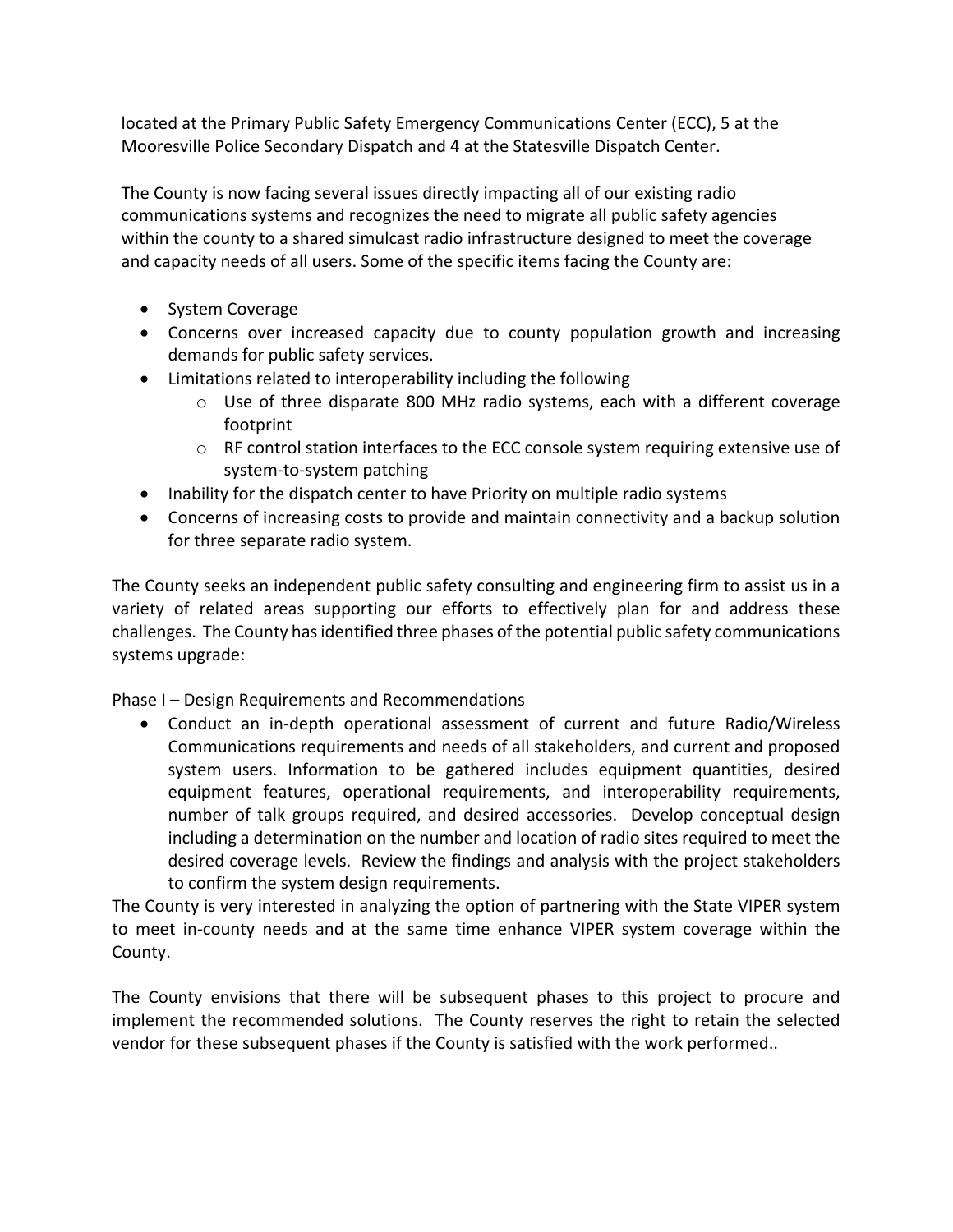located at the Primary Public Safety Emergency Communications Center (ECC), 5 at the Mooresville Police Secondary Dispatch and 4 at the Statesville Dispatch Center.

The County is now facing several issues directly impacting all of our existing radio communications systems and recognizes the need to migrate all public safety agencies within the county to a shared simulcast radio infrastructure designed to meet the coverage and capacity needs of all users. Some of the specific items facing the County are:

- System Coverage
- Concerns over increased capacity due to county population growth and increasing demands for public safety services.
- Limitations related to interoperability including the following
  - Use of three disparate 800 MHz radio systems, each with a different coverage footprint
  - RF control station interfaces to the ECC console system requiring extensive use of system-to-system patching
- Inability for the dispatch center to have Priority on multiple radio systems
- Concerns of increasing costs to provide and maintain connectivity and a backup solution for three separate radio system.

The County seeks an independent public safety consulting and engineering firm to assist us in a variety of related areas supporting our efforts to effectively plan for and address these challenges. The County has identified three phases of the potential public safety communications systems upgrade:

Phase I – Design Requirements and Recommendations

- Conduct an in-depth operational assessment of current and future Radio/Wireless Communications requirements and needs of all stakeholders, and current and proposed system users. Information to be gathered includes equipment quantities, desired equipment features, operational requirements, and interoperability requirements, number of talk groups required, and desired accessories. Develop conceptual design including a determination on the number and location of radio sites required to meet the desired coverage levels. Review the findings and analysis with the project stakeholders to confirm the system design requirements.

The County is very interested in analyzing the option of partnering with the State VIPER system to meet in-county needs and at the same time enhance VIPER system coverage within the County.

The County envisions that there will be subsequent phases to this project to procure and implement the recommended solutions. The County reserves the right to retain the selected vendor for these subsequent phases if the County is satisfied with the work performed..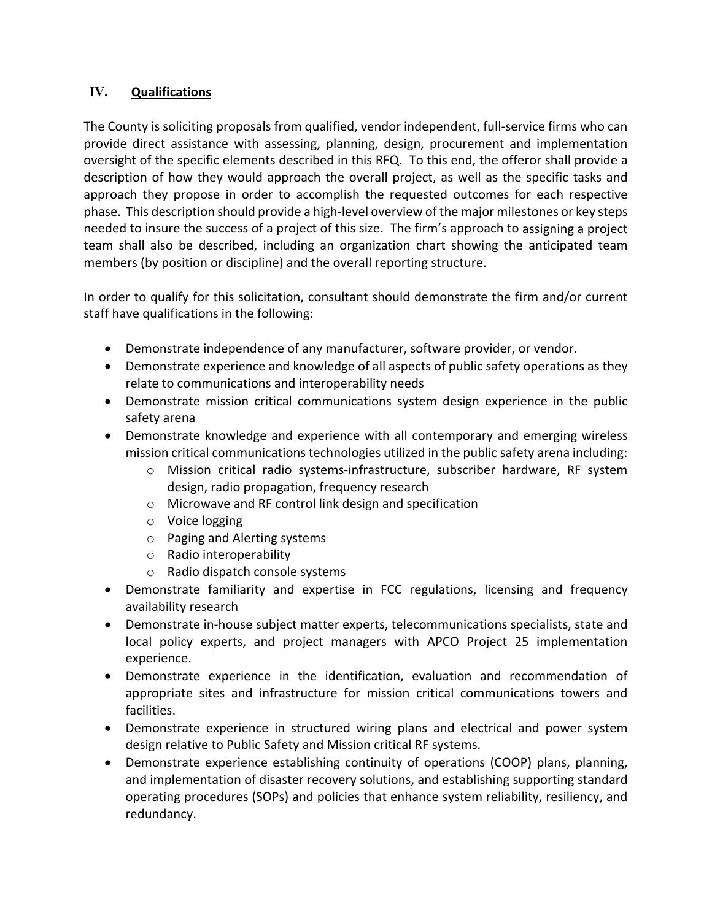## IV. **Qualifications**

The County is soliciting proposals from qualified, vendor independent, full-service firms who can provide direct assistance with assessing, planning, design, procurement and implementation oversight of the specific elements described in this RFQ. To this end, the offeror shall provide a description of how they would approach the overall project, as well as the specific tasks and approach they propose in order to accomplish the requested outcomes for each respective phase. This description should provide a high-level overview of the major milestones or key steps needed to insure the success of a project of this size. The firm's approach to assigning a project team shall also be described, including an organization chart showing the anticipated team members (by position or discipline) and the overall reporting structure.

In order to qualify for this solicitation, consultant should demonstrate the firm and/or current staff have qualifications in the following:

- Demonstrate independence of any manufacturer, software provider, or vendor.
- Demonstrate experience and knowledge of all aspects of public safety operations as they relate to communications and interoperability needs
- Demonstrate mission critical communications system design experience in the public safety arena
- Demonstrate knowledge and experience with all contemporary and emerging wireless mission critical communications technologies utilized in the public safety arena including:
  - Mission critical radio systems-infrastructure, subscriber hardware, RF system design, radio propagation, frequency research
  - Microwave and RF control link design and specification
  - Voice logging
  - Paging and Alerting systems
  - Radio interoperability
  - Radio dispatch console systems
- Demonstrate familiarity and expertise in FCC regulations, licensing and frequency availability research
- Demonstrate in-house subject matter experts, telecommunications specialists, state and local policy experts, and project managers with APCO Project 25 implementation experience.
- Demonstrate experience in the identification, evaluation and recommendation of appropriate sites and infrastructure for mission critical communications towers and facilities.
- Demonstrate experience in structured wiring plans and electrical and power system design relative to Public Safety and Mission critical RF systems.
- Demonstrate experience establishing continuity of operations (COOP) plans, planning, and implementation of disaster recovery solutions, and establishing supporting standard operating procedures (SOPs) and policies that enhance system reliability, resiliency, and redundancy.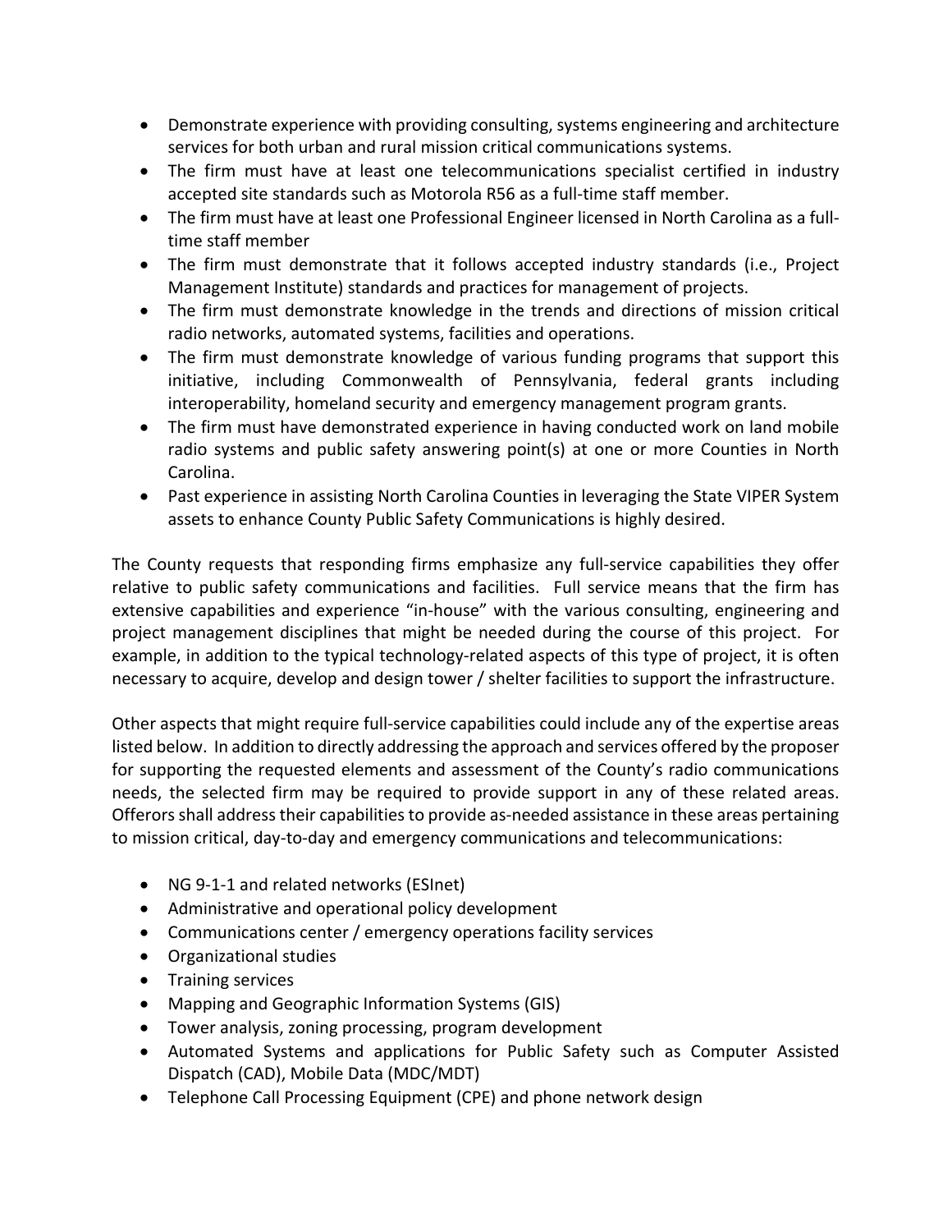- Demonstrate experience with providing consulting, systems engineering and architecture services for both urban and rural mission critical communications systems.
- The firm must have at least one telecommunications specialist certified in industry accepted site standards such as Motorola R56 as a full-time staff member.
- The firm must have at least one Professional Engineer licensed in North Carolina as a full-time staff member
- The firm must demonstrate that it follows accepted industry standards (i.e., Project Management Institute) standards and practices for management of projects.
- The firm must demonstrate knowledge in the trends and directions of mission critical radio networks, automated systems, facilities and operations.
- The firm must demonstrate knowledge of various funding programs that support this initiative, including Commonwealth of Pennsylvania, federal grants including interoperability, homeland security and emergency management program grants.
- The firm must have demonstrated experience in having conducted work on land mobile radio systems and public safety answering point(s) at one or more Counties in North Carolina.
- Past experience in assisting North Carolina Counties in leveraging the State VIPER System assets to enhance County Public Safety Communications is highly desired.

The County requests that responding firms emphasize any full-service capabilities they offer relative to public safety communications and facilities. Full service means that the firm has extensive capabilities and experience "in-house" with the various consulting, engineering and project management disciplines that might be needed during the course of this project. For example, in addition to the typical technology-related aspects of this type of project, it is often necessary to acquire, develop and design tower / shelter facilities to support the infrastructure.

Other aspects that might require full-service capabilities could include any of the expertise areas listed below. In addition to directly addressing the approach and services offered by the proposer for supporting the requested elements and assessment of the County's radio communications needs, the selected firm may be required to provide support in any of these related areas. Offerors shall address their capabilities to provide as-needed assistance in these areas pertaining to mission critical, day-to-day and emergency communications and telecommunications:

- NG 9-1-1 and related networks (ESInet)
- Administrative and operational policy development
- Communications center / emergency operations facility services
- Organizational studies
- Training services
- Mapping and Geographic Information Systems (GIS)
- Tower analysis, zoning processing, program development
- Automated Systems and applications for Public Safety such as Computer Assisted Dispatch (CAD), Mobile Data (MDC/MDT)
- Telephone Call Processing Equipment (CPE) and phone network design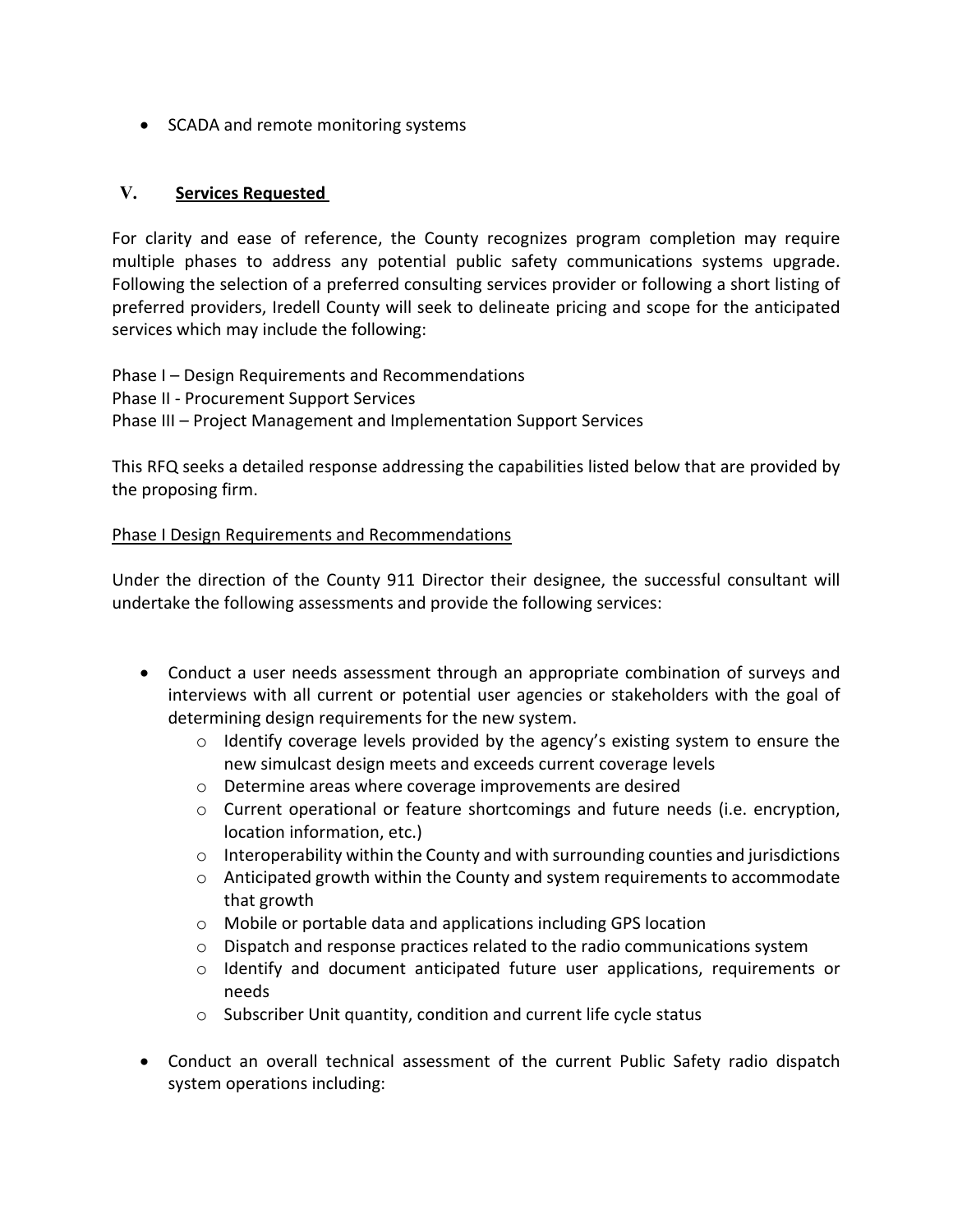- SCADA and remote monitoring systems

## V. Services Requested

For clarity and ease of reference, the County recognizes program completion may require multiple phases to address any potential public safety communications systems upgrade. Following the selection of a preferred consulting services provider or following a short listing of preferred providers, Iredell County will seek to delineate pricing and scope for the anticipated services which may include the following:

Phase I – Design Requirements and Recommendations
Phase II - Procurement Support Services
Phase III – Project Management and Implementation Support Services

This RFQ seeks a detailed response addressing the capabilities listed below that are provided by the proposing firm.

Phase I Design Requirements and Recommendations

Under the direction of the County 911 Director their designee, the successful consultant will undertake the following assessments and provide the following services:

- Conduct a user needs assessment through an appropriate combination of surveys and interviews with all current or potential user agencies or stakeholders with the goal of determining design requirements for the new system.
  - Identify coverage levels provided by the agency's existing system to ensure the new simulcast design meets and exceeds current coverage levels
  - Determine areas where coverage improvements are desired
  - Current operational or feature shortcomings and future needs (i.e. encryption, location information, etc.)
  - Interoperability within the County and with surrounding counties and jurisdictions
  - Anticipated growth within the County and system requirements to accommodate that growth
  - Mobile or portable data and applications including GPS location
  - Dispatch and response practices related to the radio communications system
  - Identify and document anticipated future user applications, requirements or needs
  - Subscriber Unit quantity, condition and current life cycle status
- Conduct an overall technical assessment of the current Public Safety radio dispatch system operations including: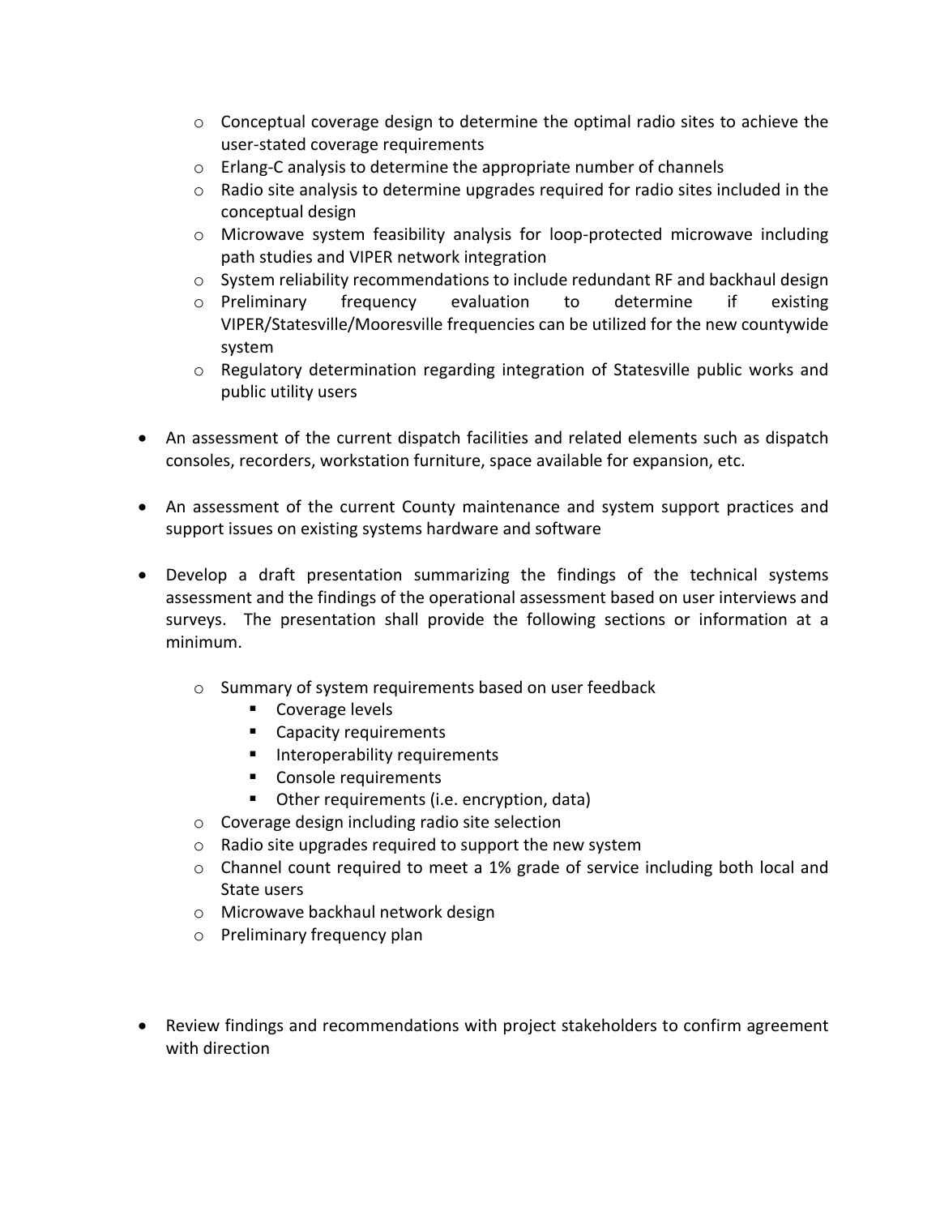- Conceptual coverage design to determine the optimal radio sites to achieve the user-stated coverage requirements
  - Erlang-C analysis to determine the appropriate number of channels
  - Radio site analysis to determine upgrades required for radio sites included in the conceptual design
  - Microwave system feasibility analysis for loop-protected microwave including path studies and VIPER network integration
  - System reliability recommendations to include redundant RF and backhaul design
  - Preliminary frequency evaluation to determine if existing VIPER/Statesville/Mooresville frequencies can be utilized for the new countywide system
  - Regulatory determination regarding integration of Statesville public works and public utility users

- An assessment of the current dispatch facilities and related elements such as dispatch consoles, recorders, workstation furniture, space available for expansion, etc.

- An assessment of the current County maintenance and system support practices and support issues on existing systems hardware and software

- Develop a draft presentation summarizing the findings of the technical systems assessment and the findings of the operational assessment based on user interviews and surveys. The presentation shall provide the following sections or information at a minimum.

  - Summary of system requirements based on user feedback
    - Coverage levels
    - Capacity requirements
    - Interoperability requirements
    - Console requirements
    - Other requirements (i.e. encryption, data)
  - Coverage design including radio site selection
  - Radio site upgrades required to support the new system
  - Channel count required to meet a 1% grade of service including both local and State users
  - Microwave backhaul network design
  - Preliminary frequency plan

- Review findings and recommendations with project stakeholders to confirm agreement with direction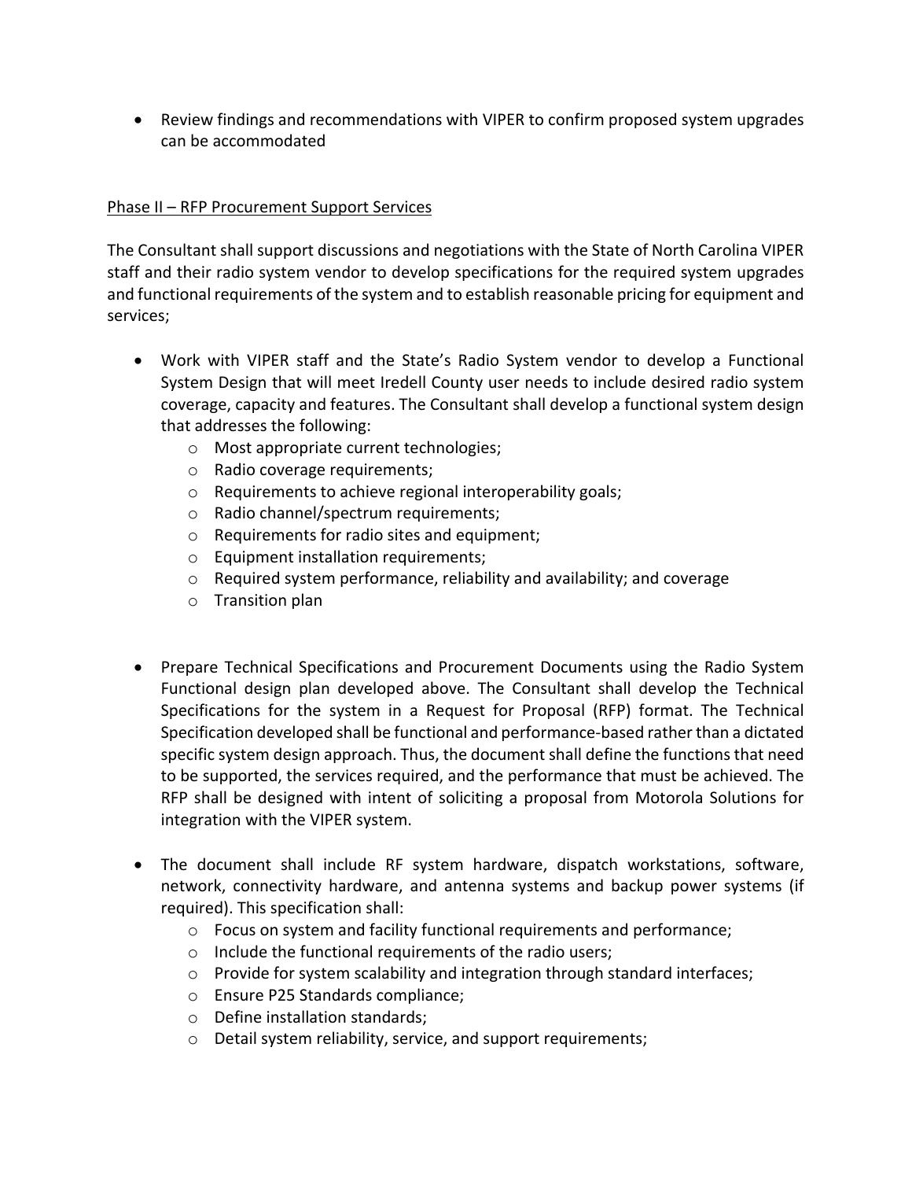- Review findings and recommendations with VIPER to confirm proposed system upgrades can be accommodated

<u>Phase II – RFP Procurement Support Services</u>

The Consultant shall support discussions and negotiations with the State of North Carolina VIPER staff and their radio system vendor to develop specifications for the required system upgrades and functional requirements of the system and to establish reasonable pricing for equipment and services;

- Work with VIPER staff and the State's Radio System vendor to develop a Functional System Design that will meet Iredell County user needs to include desired radio system coverage, capacity and features. The Consultant shall develop a functional system design that addresses the following:
  - Most appropriate current technologies;
  - Radio coverage requirements;
  - Requirements to achieve regional interoperability goals;
  - Radio channel/spectrum requirements;
  - Requirements for radio sites and equipment;
  - Equipment installation requirements;
  - Required system performance, reliability and availability; and coverage
  - Transition plan

- Prepare Technical Specifications and Procurement Documents using the Radio System Functional design plan developed above. The Consultant shall develop the Technical Specifications for the system in a Request for Proposal (RFP) format. The Technical Specification developed shall be functional and performance-based rather than a dictated specific system design approach. Thus, the document shall define the functions that need to be supported, the services required, and the performance that must be achieved. The RFP shall be designed with intent of soliciting a proposal from Motorola Solutions for integration with the VIPER system.

- The document shall include RF system hardware, dispatch workstations, software, network, connectivity hardware, and antenna systems and backup power systems (if required). This specification shall:
  - Focus on system and facility functional requirements and performance;
  - Include the functional requirements of the radio users;
  - Provide for system scalability and integration through standard interfaces;
  - Ensure P25 Standards compliance;
  - Define installation standards;
  - Detail system reliability, service, and support requirements;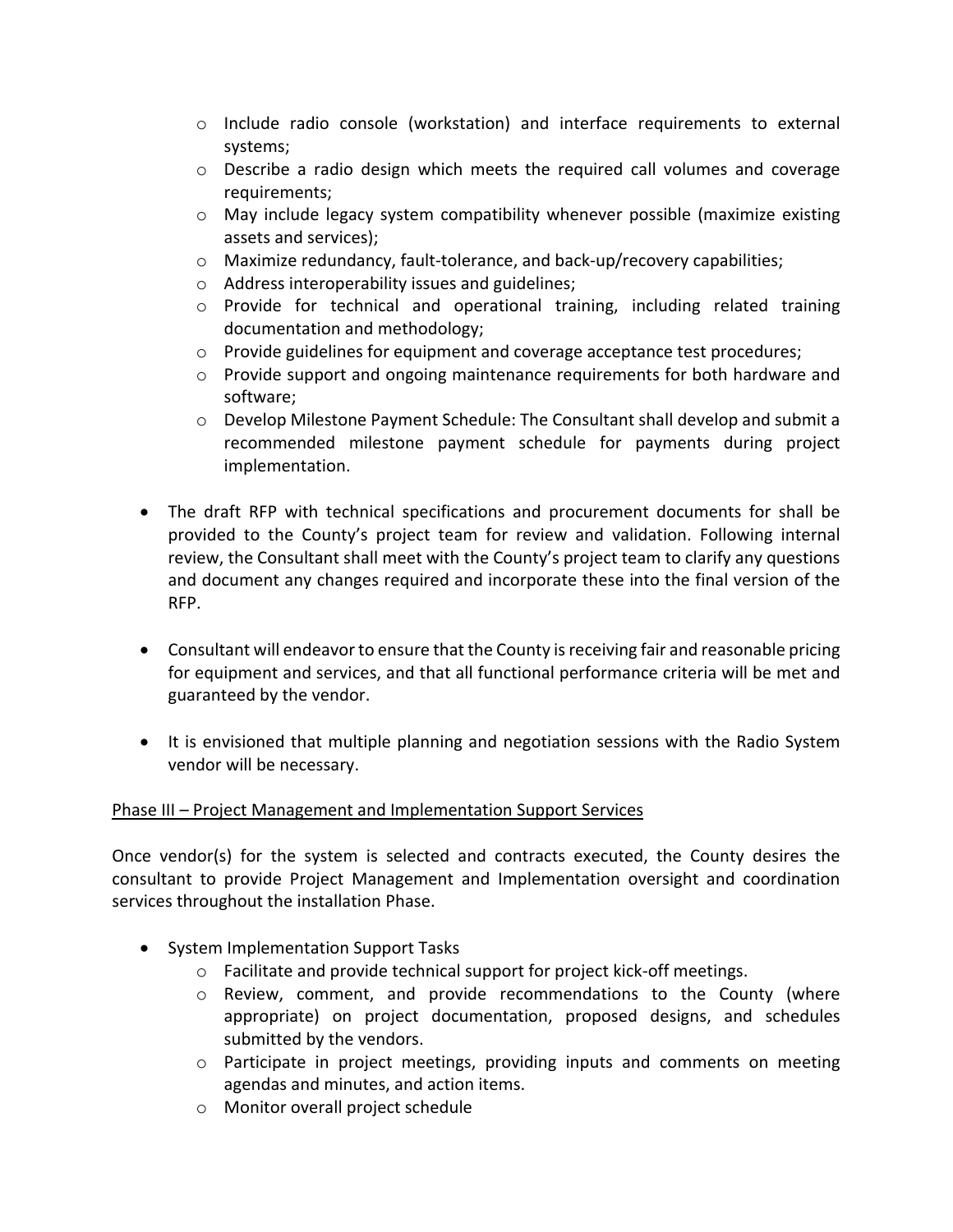- Include radio console (workstation) and interface requirements to external systems;
  - Describe a radio design which meets the required call volumes and coverage requirements;
  - May include legacy system compatibility whenever possible (maximize existing assets and services);
  - Maximize redundancy, fault-tolerance, and back-up/recovery capabilities;
  - Address interoperability issues and guidelines;
  - Provide for technical and operational training, including related training documentation and methodology;
  - Provide guidelines for equipment and coverage acceptance test procedures;
  - Provide support and ongoing maintenance requirements for both hardware and software;
  - Develop Milestone Payment Schedule: The Consultant shall develop and submit a recommended milestone payment schedule for payments during project implementation.

- The draft RFP with technical specifications and procurement documents for shall be provided to the County's project team for review and validation. Following internal review, the Consultant shall meet with the County's project team to clarify any questions and document any changes required and incorporate these into the final version of the RFP.

- Consultant will endeavor to ensure that the County is receiving fair and reasonable pricing for equipment and services, and that all functional performance criteria will be met and guaranteed by the vendor.

- It is envisioned that multiple planning and negotiation sessions with the Radio System vendor will be necessary.

<u>Phase III – Project Management and Implementation Support Services</u>

Once vendor(s) for the system is selected and contracts executed, the County desires the consultant to provide Project Management and Implementation oversight and coordination services throughout the installation Phase.

- System Implementation Support Tasks
  - Facilitate and provide technical support for project kick-off meetings.
  - Review, comment, and provide recommendations to the County (where appropriate) on project documentation, proposed designs, and schedules submitted by the vendors.
  - Participate in project meetings, providing inputs and comments on meeting agendas and minutes, and action items.
  - Monitor overall project schedule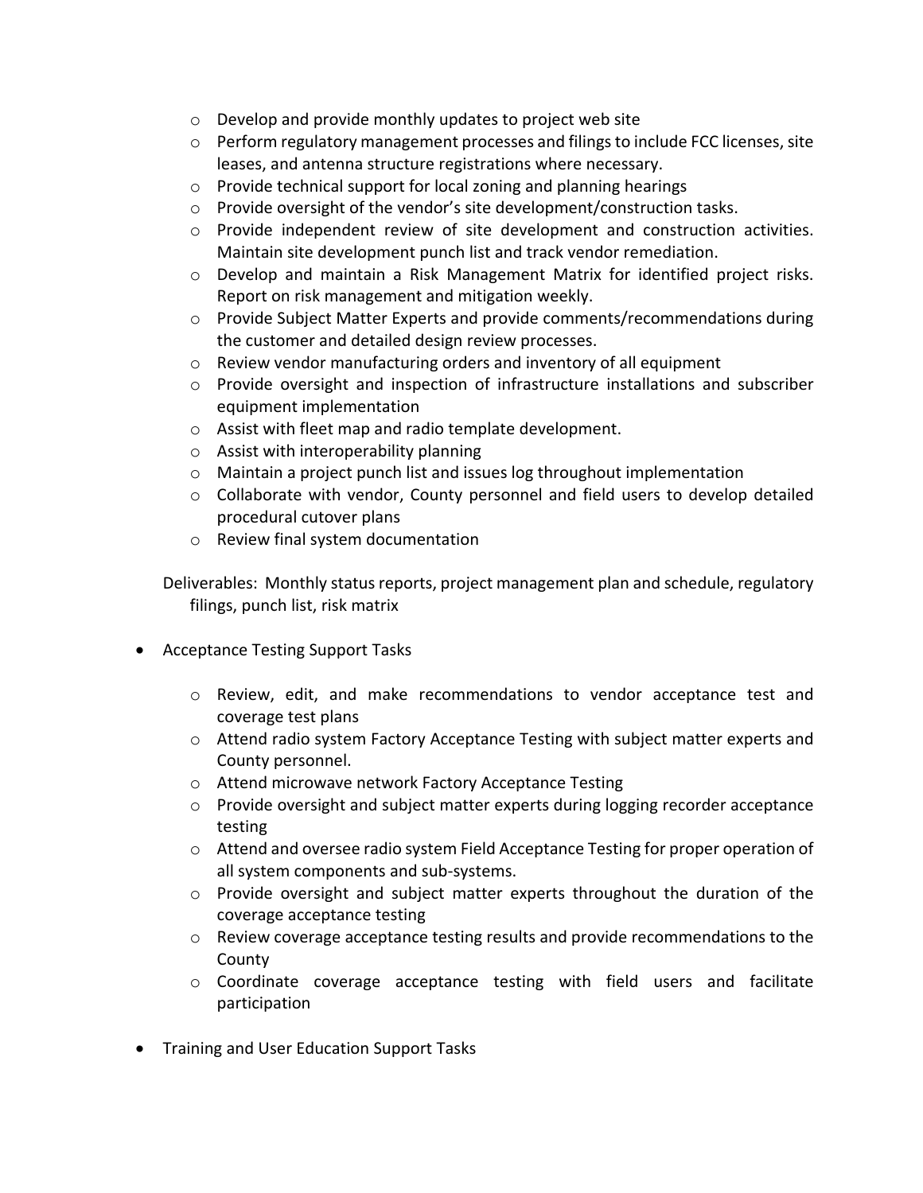- Develop and provide monthly updates to project web site
  - Perform regulatory management processes and filings to include FCC licenses, site leases, and antenna structure registrations where necessary.
  - Provide technical support for local zoning and planning hearings
  - Provide oversight of the vendor's site development/construction tasks.
  - Provide independent review of site development and construction activities. Maintain site development punch list and track vendor remediation.
  - Develop and maintain a Risk Management Matrix for identified project risks. Report on risk management and mitigation weekly.
  - Provide Subject Matter Experts and provide comments/recommendations during the customer and detailed design review processes.
  - Review vendor manufacturing orders and inventory of all equipment
  - Provide oversight and inspection of infrastructure installations and subscriber equipment implementation
  - Assist with fleet map and radio template development.
  - Assist with interoperability planning
  - Maintain a project punch list and issues log throughout implementation
  - Collaborate with vendor, County personnel and field users to develop detailed procedural cutover plans
  - Review final system documentation

  Deliverables: Monthly status reports, project management plan and schedule, regulatory filings, punch list, risk matrix

- Acceptance Testing Support Tasks

  - Review, edit, and make recommendations to vendor acceptance test and coverage test plans
  - Attend radio system Factory Acceptance Testing with subject matter experts and County personnel.
  - Attend microwave network Factory Acceptance Testing
  - Provide oversight and subject matter experts during logging recorder acceptance testing
  - Attend and oversee radio system Field Acceptance Testing for proper operation of all system components and sub-systems.
  - Provide oversight and subject matter experts throughout the duration of the coverage acceptance testing
  - Review coverage acceptance testing results and provide recommendations to the County
  - Coordinate coverage acceptance testing with field users and facilitate participation

- Training and User Education Support Tasks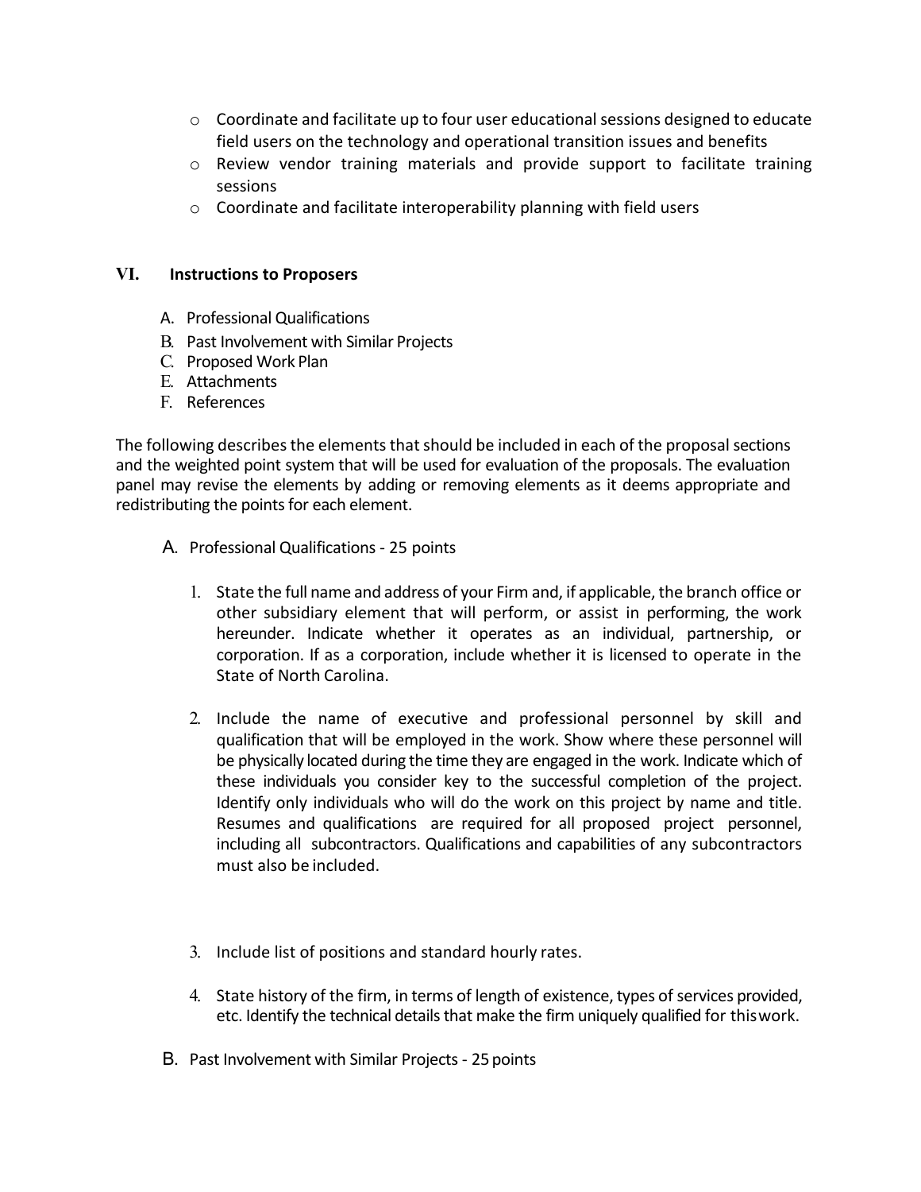- Coordinate and facilitate up to four user educational sessions designed to educate field users on the technology and operational transition issues and benefits
- Review vendor training materials and provide support to facilitate training sessions
- Coordinate and facilitate interoperability planning with field users

## VI. Instructions to Proposers

A. Professional Qualifications
B. Past Involvement with Similar Projects
C. Proposed Work Plan
E. Attachments
F. References

The following describes the elements that should be included in each of the proposal sections and the weighted point system that will be used for evaluation of the proposals. The evaluation panel may revise the elements by adding or removing elements as it deems appropriate and redistributing the points for each element.

A. Professional Qualifications - 25 points

1. State the full name and address of your Firm and, if applicable, the branch office or other subsidiary element that will perform, or assist in performing, the work hereunder. Indicate whether it operates as an individual, partnership, or corporation. If as a corporation, include whether it is licensed to operate in the State of North Carolina.

2. Include the name of executive and professional personnel by skill and qualification that will be employed in the work. Show where these personnel will be physically located during the time they are engaged in the work. Indicate which of these individuals you consider key to the successful completion of the project. Identify only individuals who will do the work on this project by name and title. Resumes and qualifications are required for all proposed project personnel, including all subcontractors. Qualifications and capabilities of any subcontractors must also be included.

3. Include list of positions and standard hourly rates.

4. State history of the firm, in terms of length of existence, types of services provided, etc. Identify the technical details that make the firm uniquely qualified for this work.

B. Past Involvement with Similar Projects - 25 points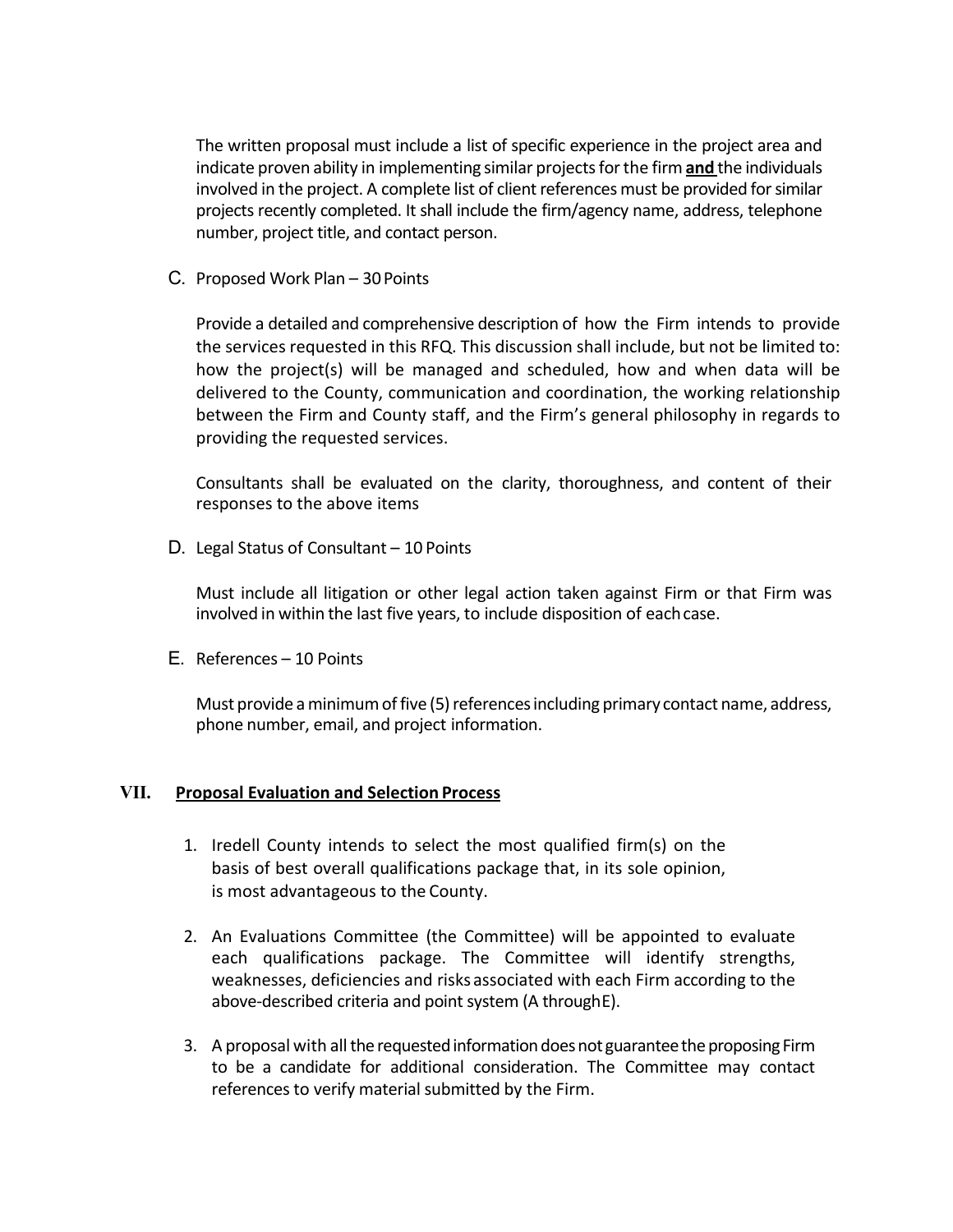The written proposal must include a list of specific experience in the project area and indicate proven ability in implementing similar projects for the firm **and** the individuals involved in the project. A complete list of client references must be provided for similar projects recently completed. It shall include the firm/agency name, address, telephone number, project title, and contact person.

C. Proposed Work Plan – 30 Points

Provide a detailed and comprehensive description of how the Firm intends to provide the services requested in this RFQ. This discussion shall include, but not be limited to: how the project(s) will be managed and scheduled, how and when data will be delivered to the County, communication and coordination, the working relationship between the Firm and County staff, and the Firm's general philosophy in regards to providing the requested services.

Consultants shall be evaluated on the clarity, thoroughness, and content of their responses to the above items

D. Legal Status of Consultant – 10 Points

Must include all litigation or other legal action taken against Firm or that Firm was involved in within the last five years, to include disposition of each case.

E. References – 10 Points

Must provide a minimum of five (5) references including primary contact name, address, phone number, email, and project information.

## VII. Proposal Evaluation and Selection Process

1. Iredell County intends to select the most qualified firm(s) on the basis of best overall qualifications package that, in its sole opinion, is most advantageous to the County.

2. An Evaluations Committee (the Committee) will be appointed to evaluate each qualifications package. The Committee will identify strengths, weaknesses, deficiencies and risks associated with each Firm according to the above-described criteria and point system (A through E).

3. A proposal with all the requested information does not guarantee the proposing Firm to be a candidate for additional consideration. The Committee may contact references to verify material submitted by the Firm.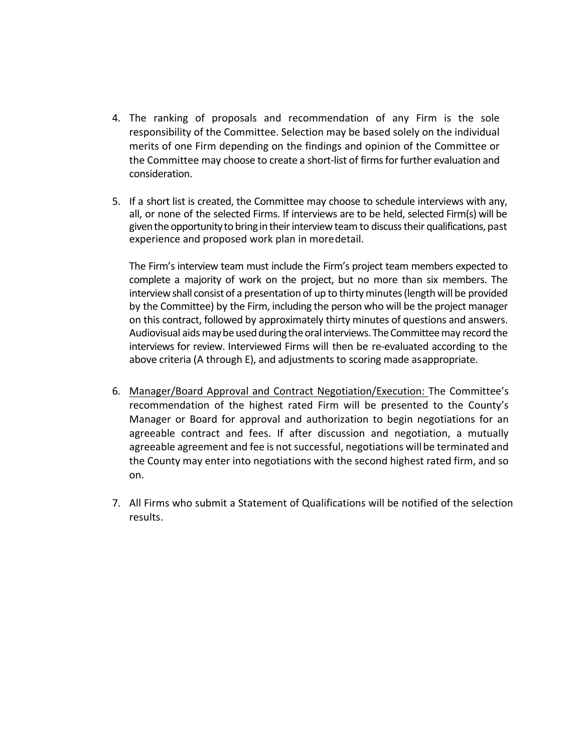4. The ranking of proposals and recommendation of any Firm is the sole responsibility of the Committee. Selection may be based solely on the individual merits of one Firm depending on the findings and opinion of the Committee or the Committee may choose to create a short-list of firms for further evaluation and consideration.

5. If a short list is created, the Committee may choose to schedule interviews with any, all, or none of the selected Firms. If interviews are to be held, selected Firm(s) will be given the opportunity to bring in their interview team to discuss their qualifications, past experience and proposed work plan in more detail.

   The Firm's interview team must include the Firm's project team members expected to complete a majority of work on the project, but no more than six members. The interview shall consist of a presentation of up to thirty minutes (length will be provided by the Committee) by the Firm, including the person who will be the project manager on this contract, followed by approximately thirty minutes of questions and answers. Audiovisual aids may be used during the oral interviews. The Committee may record the interviews for review. Interviewed Firms will then be re-evaluated according to the above criteria (A through E), and adjustments to scoring made as appropriate.

6. <u>Manager/Board Approval and Contract Negotiation/Execution:</u> The Committee's recommendation of the highest rated Firm will be presented to the County's Manager or Board for approval and authorization to begin negotiations for an agreeable contract and fees. If after discussion and negotiation, a mutually agreeable agreement and fee is not successful, negotiations will be terminated and the County may enter into negotiations with the second highest rated firm, and so on.

7. All Firms who submit a Statement of Qualifications will be notified of the selection results.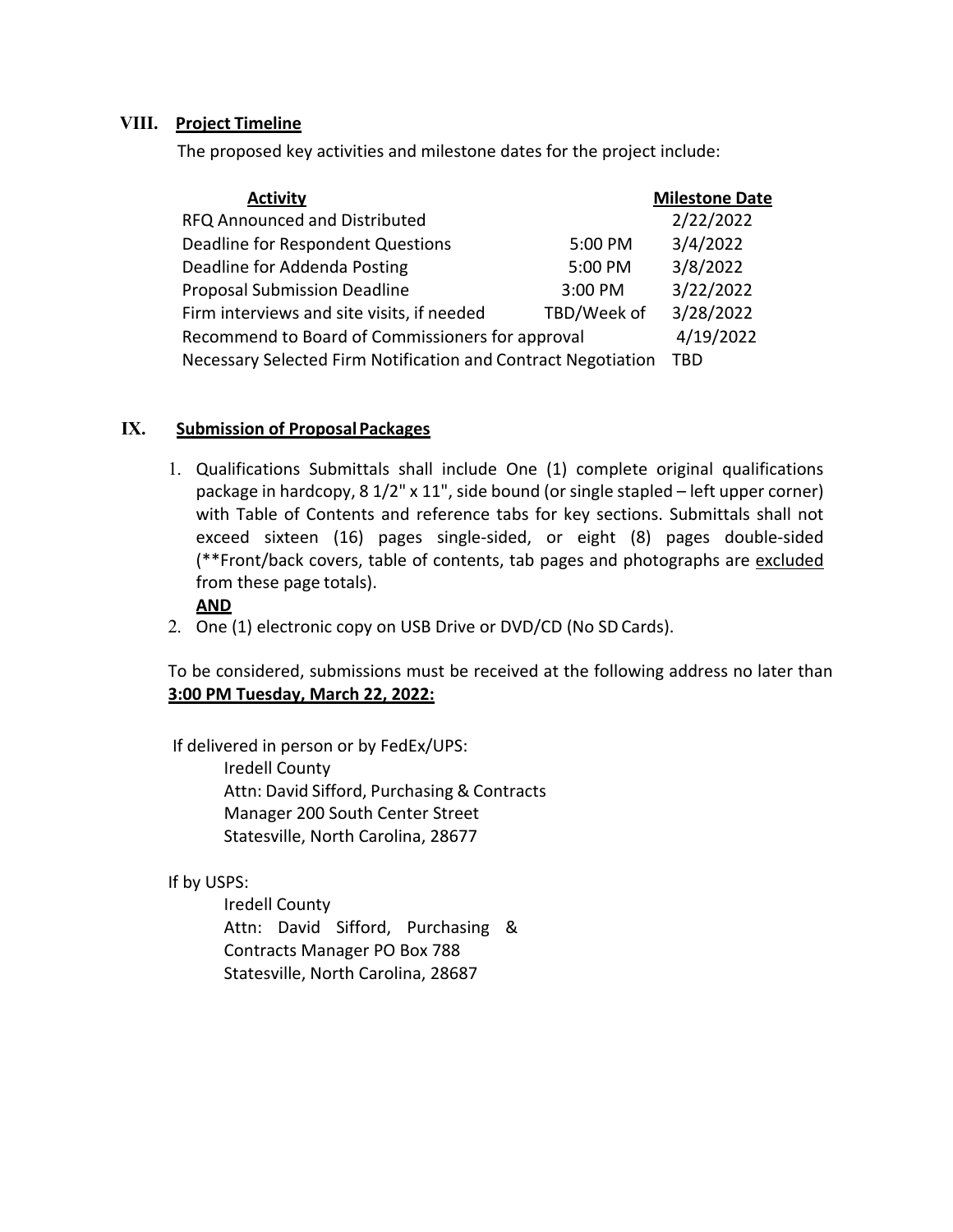## VIII. Project Timeline

The proposed key activities and milestone dates for the project include:

| Activity | | Milestone Date |
|---|---|---|
| RFQ Announced and Distributed | | 2/22/2022 |
| Deadline for Respondent Questions | 5:00 PM | 3/4/2022 |
| Deadline for Addenda Posting | 5:00 PM | 3/8/2022 |
| Proposal Submission Deadline | 3:00 PM | 3/22/2022 |
| Firm interviews and site visits, if needed | TBD/Week of | 3/28/2022 |
| Recommend to Board of Commissioners for approval | | 4/19/2022 |
| Necessary Selected Firm Notification and Contract Negotiation | | TBD |

## IX. Submission of Proposal Packages

1. Qualifications Submittals shall include One (1) complete original qualifications package in hardcopy, 8 1/2" x 11", side bound (or single stapled – left upper corner) with Table of Contents and reference tabs for key sections. Submittals shall not exceed sixteen (16) pages single-sided, or eight (8) pages double-sided (**Front/back covers, table of contents, tab pages and photographs are <u>excluded</u> from these page totals).

   **<u>AND</u>**

2. One (1) electronic copy on USB Drive or DVD/CD (No SD Cards).

To be considered, submissions must be received at the following address no later than **<u>3:00 PM Tuesday, March 22, 2022:</u>**

If delivered in person or by FedEx/UPS:

Iredell County
Attn: David Sifford, Purchasing & Contracts
Manager 200 South Center Street
Statesville, North Carolina, 28677

If by USPS:

Iredell County
Attn: David Sifford, Purchasing &
Contracts Manager PO Box 788
Statesville, North Carolina, 28687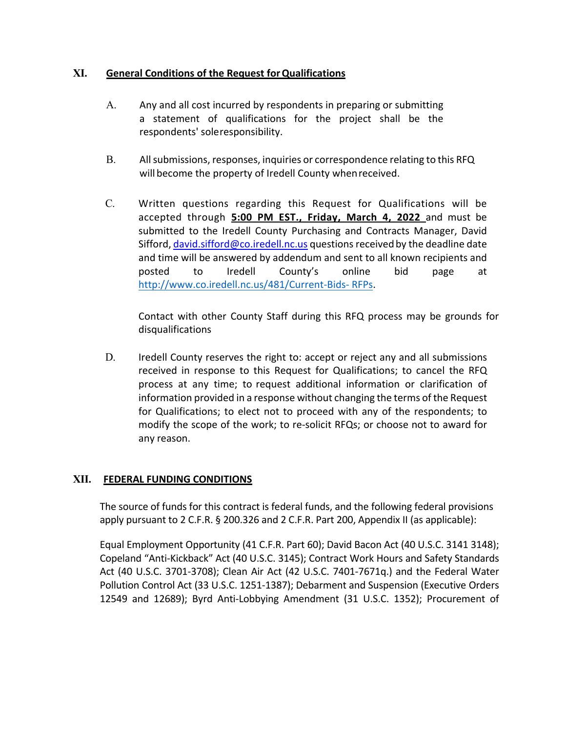## XI. General Conditions of the Request for Qualifications

A. Any and all cost incurred by respondents in preparing or submitting a statement of qualifications for the project shall be the respondents' sole responsibility.

B. All submissions, responses, inquiries or correspondence relating to this RFQ will become the property of Iredell County when received.

C. Written questions regarding this Request for Qualifications will be accepted through **5:00 PM EST., Friday, March 4, 2022** and must be submitted to the Iredell County Purchasing and Contracts Manager, David Sifford, david.sifford@co.iredell.nc.us questions received by the deadline date and time will be answered by addendum and sent to all known recipients and posted to Iredell County's online bid page at http://www.co.iredell.nc.us/481/Current-Bids- RFPs.

Contact with other County Staff during this RFQ process may be grounds for disqualifications

D. Iredell County reserves the right to: accept or reject any and all submissions received in response to this Request for Qualifications; to cancel the RFQ process at any time; to request additional information or clarification of information provided in a response without changing the terms of the Request for Qualifications; to elect not to proceed with any of the respondents; to modify the scope of the work; to re-solicit RFQs; or choose not to award for any reason.

## XII. FEDERAL FUNDING CONDITIONS

The source of funds for this contract is federal funds, and the following federal provisions apply pursuant to 2 C.F.R. § 200.326 and 2 C.F.R. Part 200, Appendix II (as applicable):

Equal Employment Opportunity (41 C.F.R. Part 60); David Bacon Act (40 U.S.C. 3141 3148); Copeland "Anti-Kickback" Act (40 U.S.C. 3145); Contract Work Hours and Safety Standards Act (40 U.S.C. 3701-3708); Clean Air Act (42 U.S.C. 7401-7671q.) and the Federal Water Pollution Control Act (33 U.S.C. 1251-1387); Debarment and Suspension (Executive Orders 12549 and 12689); Byrd Anti-Lobbying Amendment (31 U.S.C. 1352); Procurement of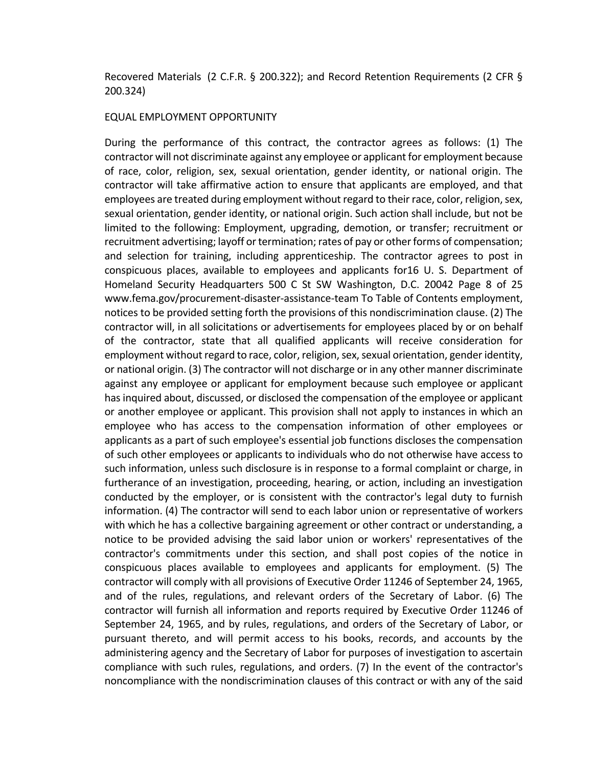Recovered Materials (2 C.F.R. § 200.322); and Record Retention Requirements (2 CFR § 200.324)

EQUAL EMPLOYMENT OPPORTUNITY

During the performance of this contract, the contractor agrees as follows: (1) The contractor will not discriminate against any employee or applicant for employment because of race, color, religion, sex, sexual orientation, gender identity, or national origin. The contractor will take affirmative action to ensure that applicants are employed, and that employees are treated during employment without regard to their race, color, religion, sex, sexual orientation, gender identity, or national origin. Such action shall include, but not be limited to the following: Employment, upgrading, demotion, or transfer; recruitment or recruitment advertising; layoff or termination; rates of pay or other forms of compensation; and selection for training, including apprenticeship. The contractor agrees to post in conspicuous places, available to employees and applicants for16 U. S. Department of Homeland Security Headquarters 500 C St SW Washington, D.C. 20042 Page 8 of 25 www.fema.gov/procurement-disaster-assistance-team To Table of Contents employment, notices to be provided setting forth the provisions of this nondiscrimination clause. (2) The contractor will, in all solicitations or advertisements for employees placed by or on behalf of the contractor, state that all qualified applicants will receive consideration for employment without regard to race, color, religion, sex, sexual orientation, gender identity, or national origin. (3) The contractor will not discharge or in any other manner discriminate against any employee or applicant for employment because such employee or applicant has inquired about, discussed, or disclosed the compensation of the employee or applicant or another employee or applicant. This provision shall not apply to instances in which an employee who has access to the compensation information of other employees or applicants as a part of such employee's essential job functions discloses the compensation of such other employees or applicants to individuals who do not otherwise have access to such information, unless such disclosure is in response to a formal complaint or charge, in furtherance of an investigation, proceeding, hearing, or action, including an investigation conducted by the employer, or is consistent with the contractor's legal duty to furnish information. (4) The contractor will send to each labor union or representative of workers with which he has a collective bargaining agreement or other contract or understanding, a notice to be provided advising the said labor union or workers' representatives of the contractor's commitments under this section, and shall post copies of the notice in conspicuous places available to employees and applicants for employment. (5) The contractor will comply with all provisions of Executive Order 11246 of September 24, 1965, and of the rules, regulations, and relevant orders of the Secretary of Labor. (6) The contractor will furnish all information and reports required by Executive Order 11246 of September 24, 1965, and by rules, regulations, and orders of the Secretary of Labor, or pursuant thereto, and will permit access to his books, records, and accounts by the administering agency and the Secretary of Labor for purposes of investigation to ascertain compliance with such rules, regulations, and orders. (7) In the event of the contractor's noncompliance with the nondiscrimination clauses of this contract or with any of the said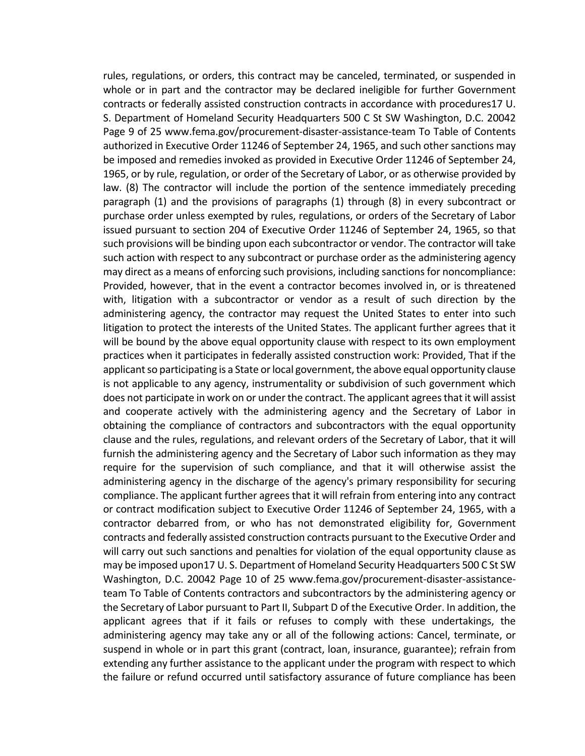rules, regulations, or orders, this contract may be canceled, terminated, or suspended in whole or in part and the contractor may be declared ineligible for further Government contracts or federally assisted construction contracts in accordance with procedures authorized in Executive Order 11246 of September 24, 1965, and such other sanctions may be imposed and remedies invoked as provided in Executive Order 11246 of September 24, 1965, or by rule, regulation, or order of the Secretary of Labor, or as otherwise provided by law. (8) The contractor will include the portion of the sentence immediately preceding paragraph (1) and the provisions of paragraphs (1) through (8) in every subcontract or purchase order unless exempted by rules, regulations, or orders of the Secretary of Labor issued pursuant to section 204 of Executive Order 11246 of September 24, 1965, so that such provisions will be binding upon each subcontractor or vendor. The contractor will take such action with respect to any subcontract or purchase order as the administering agency may direct as a means of enforcing such provisions, including sanctions for noncompliance: Provided, however, that in the event a contractor becomes involved in, or is threatened with, litigation with a subcontractor or vendor as a result of such direction by the administering agency, the contractor may request the United States to enter into such litigation to protect the interests of the United States. The applicant further agrees that it will be bound by the above equal opportunity clause with respect to its own employment practices when it participates in federally assisted construction work: Provided, That if the applicant so participating is a State or local government, the above equal opportunity clause is not applicable to any agency, instrumentality or subdivision of such government which does not participate in work on or under the contract. The applicant agrees that it will assist and cooperate actively with the administering agency and the Secretary of Labor in obtaining the compliance of contractors and subcontractors with the equal opportunity clause and the rules, regulations, and relevant orders of the Secretary of Labor, that it will furnish the administering agency and the Secretary of Labor such information as they may require for the supervision of such compliance, and that it will otherwise assist the administering agency in the discharge of the agency's primary responsibility for securing compliance. The applicant further agrees that it will refrain from entering into any contract or contract modification subject to Executive Order 11246 of September 24, 1965, with a contractor debarred from, or who has not demonstrated eligibility for, Government contracts and federally assisted construction contracts pursuant to the Executive Order and will carry out such sanctions and penalties for violation of the equal opportunity clause as may be imposed upon contractors and subcontractors by the administering agency or the Secretary of Labor pursuant to Part II, Subpart D of the Executive Order. In addition, the applicant agrees that if it fails or refuses to comply with these undertakings, the administering agency may take any or all of the following actions: Cancel, terminate, or suspend in whole or in part this grant (contract, loan, insurance, guarantee); refrain from extending any further assistance to the applicant under the program with respect to which the failure or refund occurred until satisfactory assurance of future compliance has been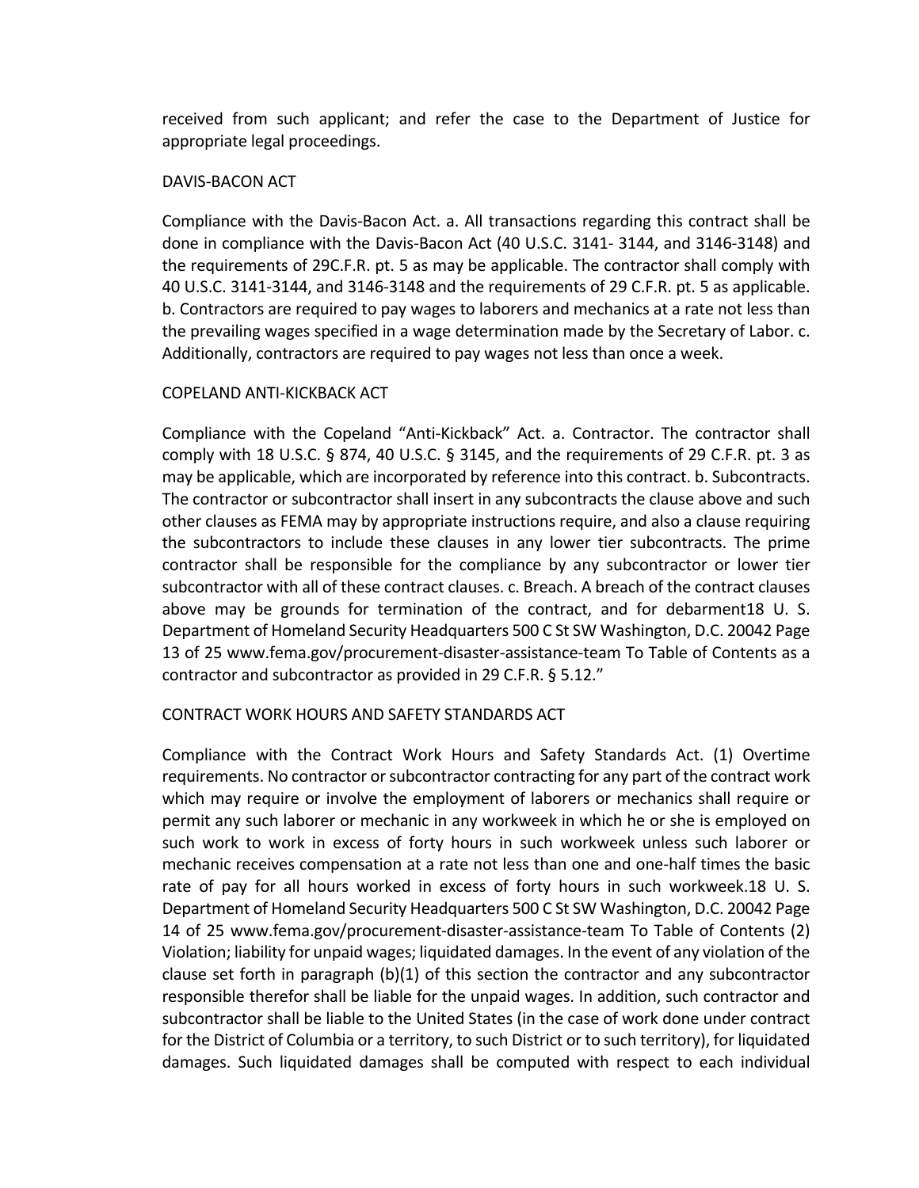received from such applicant; and refer the case to the Department of Justice for appropriate legal proceedings.

DAVIS-BACON ACT

Compliance with the Davis-Bacon Act. a. All transactions regarding this contract shall be done in compliance with the Davis-Bacon Act (40 U.S.C. 3141- 3144, and 3146-3148) and the requirements of 29C.F.R. pt. 5 as may be applicable. The contractor shall comply with 40 U.S.C. 3141-3144, and 3146-3148 and the requirements of 29 C.F.R. pt. 5 as applicable. b. Contractors are required to pay wages to laborers and mechanics at a rate not less than the prevailing wages specified in a wage determination made by the Secretary of Labor. c. Additionally, contractors are required to pay wages not less than once a week.

COPELAND ANTI-KICKBACK ACT

Compliance with the Copeland "Anti-Kickback" Act. a. Contractor. The contractor shall comply with 18 U.S.C. § 874, 40 U.S.C. § 3145, and the requirements of 29 C.F.R. pt. 3 as may be applicable, which are incorporated by reference into this contract. b. Subcontracts. The contractor or subcontractor shall insert in any subcontracts the clause above and such other clauses as FEMA may by appropriate instructions require, and also a clause requiring the subcontractors to include these clauses in any lower tier subcontracts. The prime contractor shall be responsible for the compliance by any subcontractor or lower tier subcontractor with all of these contract clauses. c. Breach. A breach of the contract clauses above may be grounds for termination of the contract, and for debarment18 U. S. Department of Homeland Security Headquarters 500 C St SW Washington, D.C. 20042 Page 13 of 25 www.fema.gov/procurement-disaster-assistance-team To Table of Contents as a contractor and subcontractor as provided in 29 C.F.R. § 5.12."

CONTRACT WORK HOURS AND SAFETY STANDARDS ACT

Compliance with the Contract Work Hours and Safety Standards Act. (1) Overtime requirements. No contractor or subcontractor contracting for any part of the contract work which may require or involve the employment of laborers or mechanics shall require or permit any such laborer or mechanic in any workweek in which he or she is employed on such work to work in excess of forty hours in such workweek unless such laborer or mechanic receives compensation at a rate not less than one and one-half times the basic rate of pay for all hours worked in excess of forty hours in such workweek.18 U. S. Department of Homeland Security Headquarters 500 C St SW Washington, D.C. 20042 Page 14 of 25 www.fema.gov/procurement-disaster-assistance-team To Table of Contents (2) Violation; liability for unpaid wages; liquidated damages. In the event of any violation of the clause set forth in paragraph (b)(1) of this section the contractor and any subcontractor responsible therefor shall be liable for the unpaid wages. In addition, such contractor and subcontractor shall be liable to the United States (in the case of work done under contract for the District of Columbia or a territory, to such District or to such territory), for liquidated damages. Such liquidated damages shall be computed with respect to each individual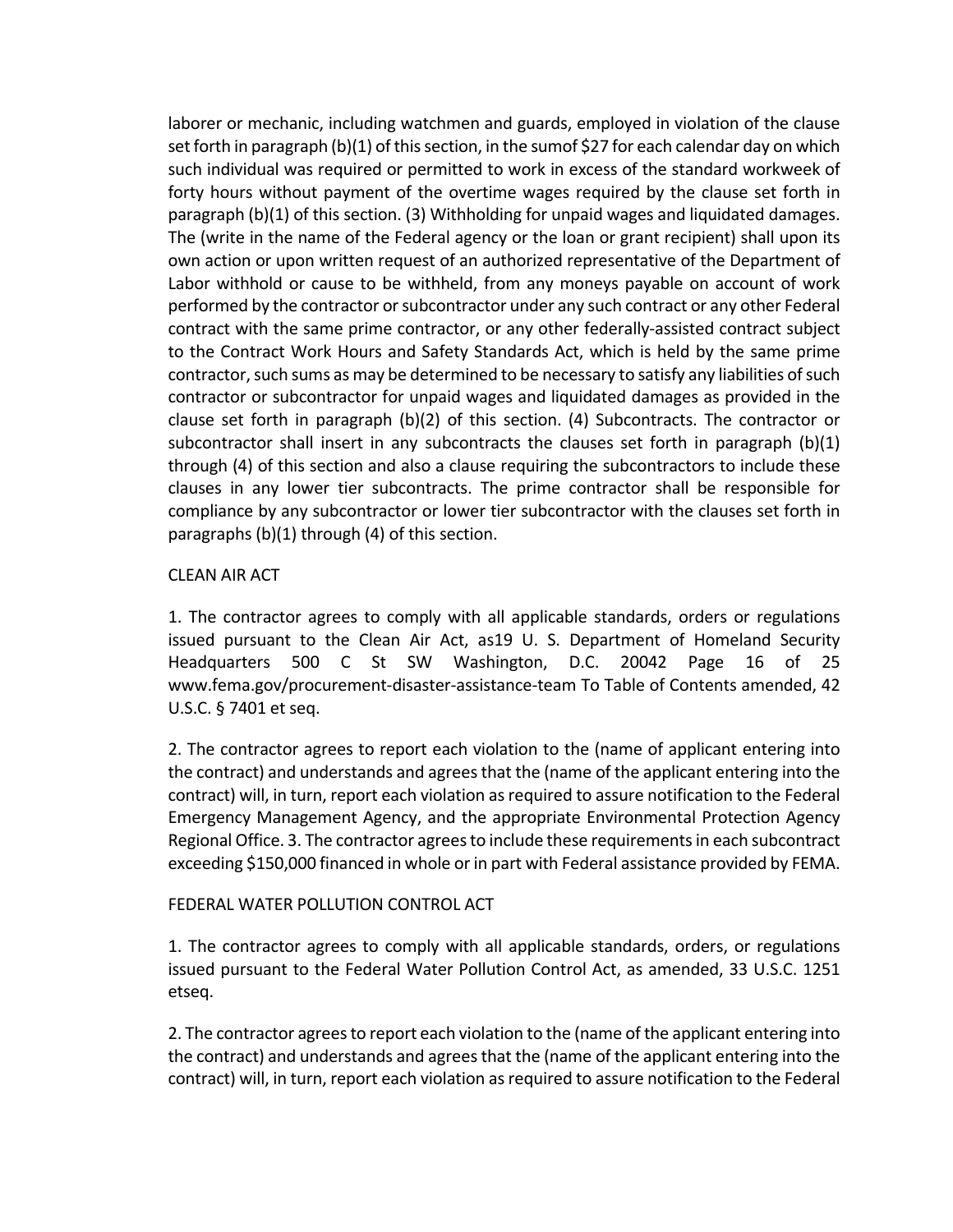laborer or mechanic, including watchmen and guards, employed in violation of the clause set forth in paragraph (b)(1) of this section, in the sumof $27 for each calendar day on which such individual was required or permitted to work in excess of the standard workweek of forty hours without payment of the overtime wages required by the clause set forth in paragraph (b)(1) of this section. (3) Withholding for unpaid wages and liquidated damages. The (write in the name of the Federal agency or the loan or grant recipient) shall upon its own action or upon written request of an authorized representative of the Department of Labor withhold or cause to be withheld, from any moneys payable on account of work performed by the contractor or subcontractor under any such contract or any other Federal contract with the same prime contractor, or any other federally-assisted contract subject to the Contract Work Hours and Safety Standards Act, which is held by the same prime contractor, such sums as may be determined to be necessary to satisfy any liabilities of such contractor or subcontractor for unpaid wages and liquidated damages as provided in the clause set forth in paragraph (b)(2) of this section. (4) Subcontracts. The contractor or subcontractor shall insert in any subcontracts the clauses set forth in paragraph (b)(1) through (4) of this section and also a clause requiring the subcontractors to include these clauses in any lower tier subcontracts. The prime contractor shall be responsible for compliance by any subcontractor or lower tier subcontractor with the clauses set forth in paragraphs (b)(1) through (4) of this section.

CLEAN AIR ACT

1. The contractor agrees to comply with all applicable standards, orders or regulations issued pursuant to the Clean Air Act, as19 U. S. Department of Homeland Security Headquarters 500 C St SW Washington, D.C. 20042 Page 16 of 25 www.fema.gov/procurement-disaster-assistance-team To Table of Contents amended, 42 U.S.C. § 7401 et seq.

2. The contractor agrees to report each violation to the (name of applicant entering into the contract) and understands and agrees that the (name of the applicant entering into the contract) will, in turn, report each violation as required to assure notification to the Federal Emergency Management Agency, and the appropriate Environmental Protection Agency Regional Office. 3. The contractor agrees to include these requirements in each subcontract exceeding $150,000 financed in whole or in part with Federal assistance provided by FEMA.

FEDERAL WATER POLLUTION CONTROL ACT

1. The contractor agrees to comply with all applicable standards, orders, or regulations issued pursuant to the Federal Water Pollution Control Act, as amended, 33 U.S.C. 1251 etseq.

2. The contractor agrees to report each violation to the (name of the applicant entering into the contract) and understands and agrees that the (name of the applicant entering into the contract) will, in turn, report each violation as required to assure notification to the Federal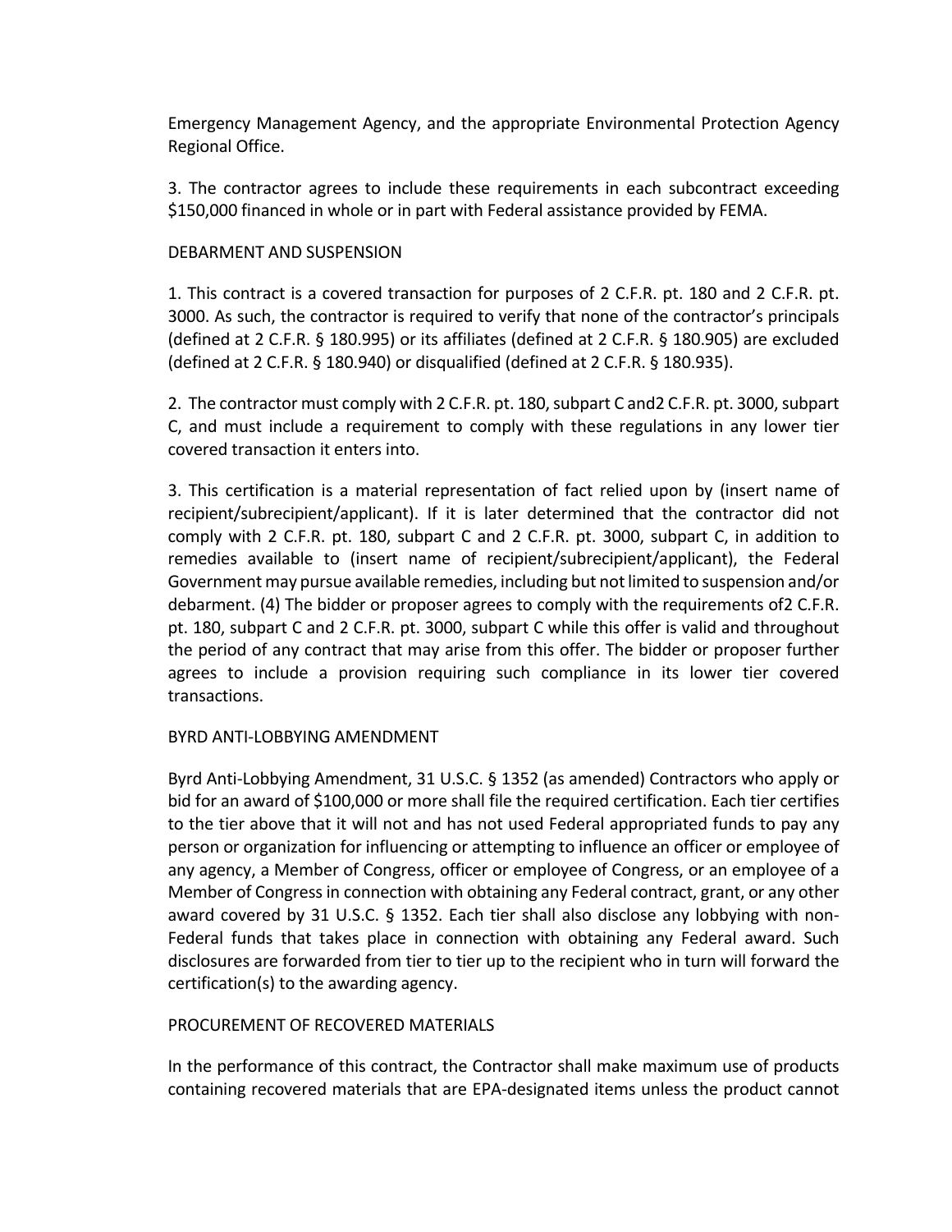Emergency Management Agency, and the appropriate Environmental Protection Agency Regional Office.

3. The contractor agrees to include these requirements in each subcontract exceeding $150,000 financed in whole or in part with Federal assistance provided by FEMA.

DEBARMENT AND SUSPENSION

1. This contract is a covered transaction for purposes of 2 C.F.R. pt. 180 and 2 C.F.R. pt. 3000. As such, the contractor is required to verify that none of the contractor's principals (defined at 2 C.F.R. § 180.995) or its affiliates (defined at 2 C.F.R. § 180.905) are excluded (defined at 2 C.F.R. § 180.940) or disqualified (defined at 2 C.F.R. § 180.935).

2. The contractor must comply with 2 C.F.R. pt. 180, subpart C and2 C.F.R. pt. 3000, subpart C, and must include a requirement to comply with these regulations in any lower tier covered transaction it enters into.

3. This certification is a material representation of fact relied upon by (insert name of recipient/subrecipient/applicant). If it is later determined that the contractor did not comply with 2 C.F.R. pt. 180, subpart C and 2 C.F.R. pt. 3000, subpart C, in addition to remedies available to (insert name of recipient/subrecipient/applicant), the Federal Government may pursue available remedies, including but not limited to suspension and/or debarment. (4) The bidder or proposer agrees to comply with the requirements of2 C.F.R. pt. 180, subpart C and 2 C.F.R. pt. 3000, subpart C while this offer is valid and throughout the period of any contract that may arise from this offer. The bidder or proposer further agrees to include a provision requiring such compliance in its lower tier covered transactions.

BYRD ANTI-LOBBYING AMENDMENT

Byrd Anti-Lobbying Amendment, 31 U.S.C. § 1352 (as amended) Contractors who apply or bid for an award of $100,000 or more shall file the required certification. Each tier certifies to the tier above that it will not and has not used Federal appropriated funds to pay any person or organization for influencing or attempting to influence an officer or employee of any agency, a Member of Congress, officer or employee of Congress, or an employee of a Member of Congress in connection with obtaining any Federal contract, grant, or any other award covered by 31 U.S.C. § 1352. Each tier shall also disclose any lobbying with non-Federal funds that takes place in connection with obtaining any Federal award. Such disclosures are forwarded from tier to tier up to the recipient who in turn will forward the certification(s) to the awarding agency.

PROCUREMENT OF RECOVERED MATERIALS

In the performance of this contract, the Contractor shall make maximum use of products containing recovered materials that are EPA-designated items unless the product cannot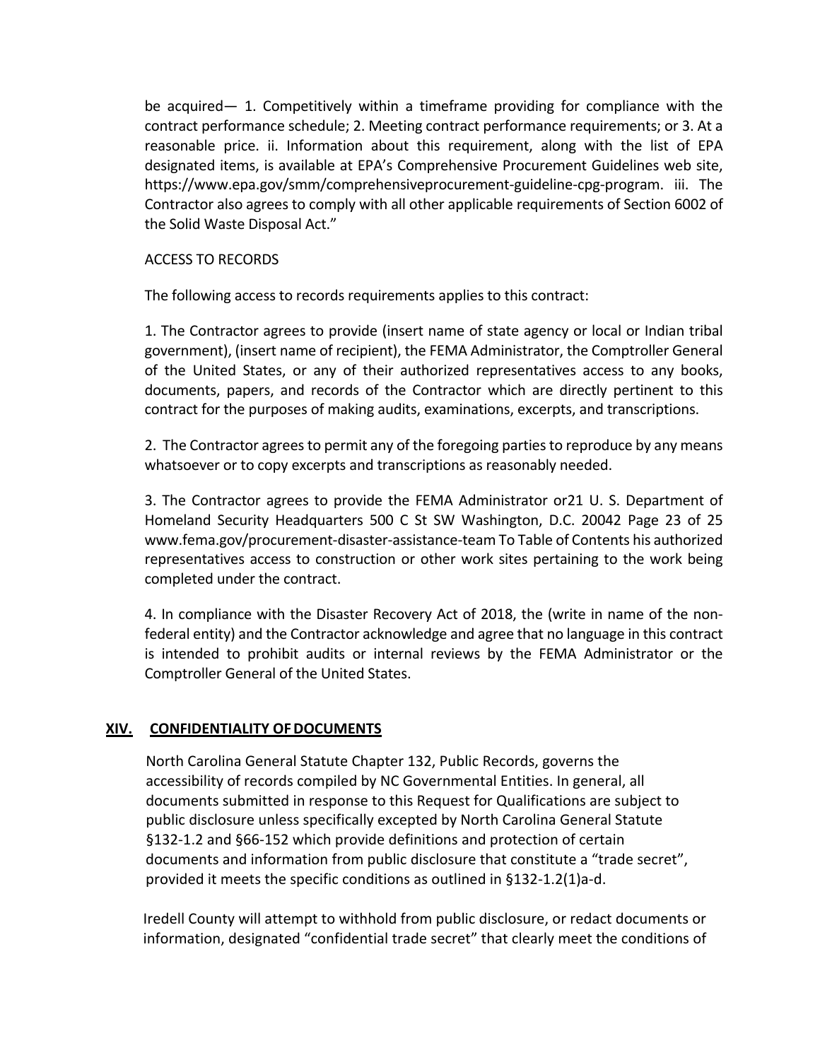be acquired— 1. Competitively within a timeframe providing for compliance with the contract performance schedule; 2. Meeting contract performance requirements; or 3. At a reasonable price. ii. Information about this requirement, along with the list of EPA designated items, is available at EPA's Comprehensive Procurement Guidelines web site, https://www.epa.gov/smm/comprehensiveprocurement-guideline-cpg-program. iii. The Contractor also agrees to comply with all other applicable requirements of Section 6002 of the Solid Waste Disposal Act."

ACCESS TO RECORDS

The following access to records requirements applies to this contract:

1. The Contractor agrees to provide (insert name of state agency or local or Indian tribal government), (insert name of recipient), the FEMA Administrator, the Comptroller General of the United States, or any of their authorized representatives access to any books, documents, papers, and records of the Contractor which are directly pertinent to this contract for the purposes of making audits, examinations, excerpts, and transcriptions.

2. The Contractor agrees to permit any of the foregoing parties to reproduce by any means whatsoever or to copy excerpts and transcriptions as reasonably needed.

3. The Contractor agrees to provide the FEMA Administrator or21 U. S. Department of Homeland Security Headquarters 500 C St SW Washington, D.C. 20042 Page 23 of 25 www.fema.gov/procurement-disaster-assistance-team To Table of Contents his authorized representatives access to construction or other work sites pertaining to the work being completed under the contract.

4. In compliance with the Disaster Recovery Act of 2018, the (write in name of the non-federal entity) and the Contractor acknowledge and agree that no language in this contract is intended to prohibit audits or internal reviews by the FEMA Administrator or the Comptroller General of the United States.

## XIV. CONFIDENTIALITY OF DOCUMENTS

North Carolina General Statute Chapter 132, Public Records, governs the accessibility of records compiled by NC Governmental Entities. In general, all documents submitted in response to this Request for Qualifications are subject to public disclosure unless specifically excepted by North Carolina General Statute §132-1.2 and §66-152 which provide definitions and protection of certain documents and information from public disclosure that constitute a "trade secret", provided it meets the specific conditions as outlined in §132-1.2(1)a-d.

Iredell County will attempt to withhold from public disclosure, or redact documents or information, designated "confidential trade secret" that clearly meet the conditions of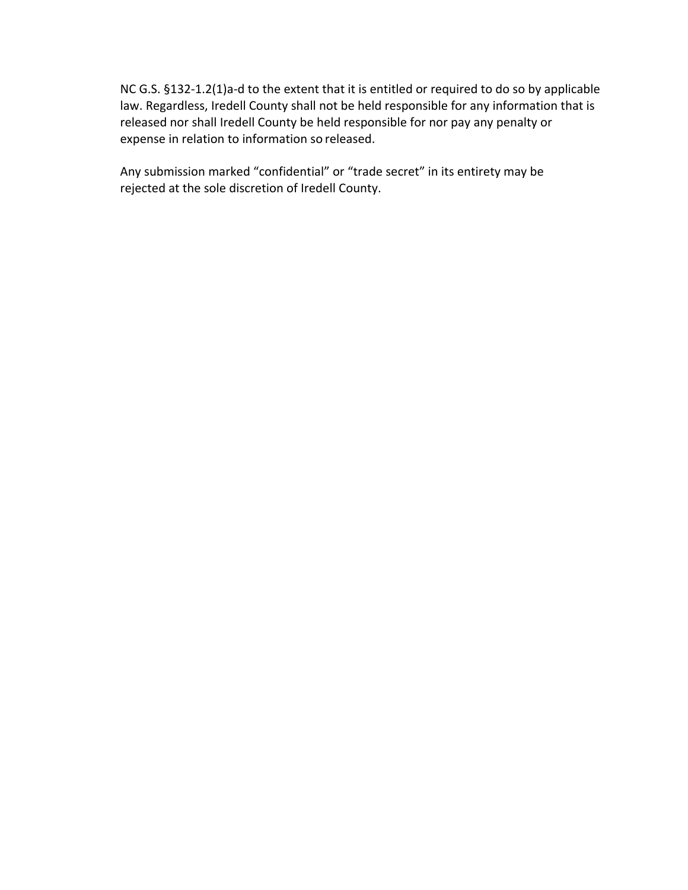NC G.S. §132-1.2(1)a-d to the extent that it is entitled or required to do so by applicable law. Regardless, Iredell County shall not be held responsible for any information that is released nor shall Iredell County be held responsible for nor pay any penalty or expense in relation to information so released.

Any submission marked "confidential" or "trade secret" in its entirety may be rejected at the sole discretion of Iredell County.